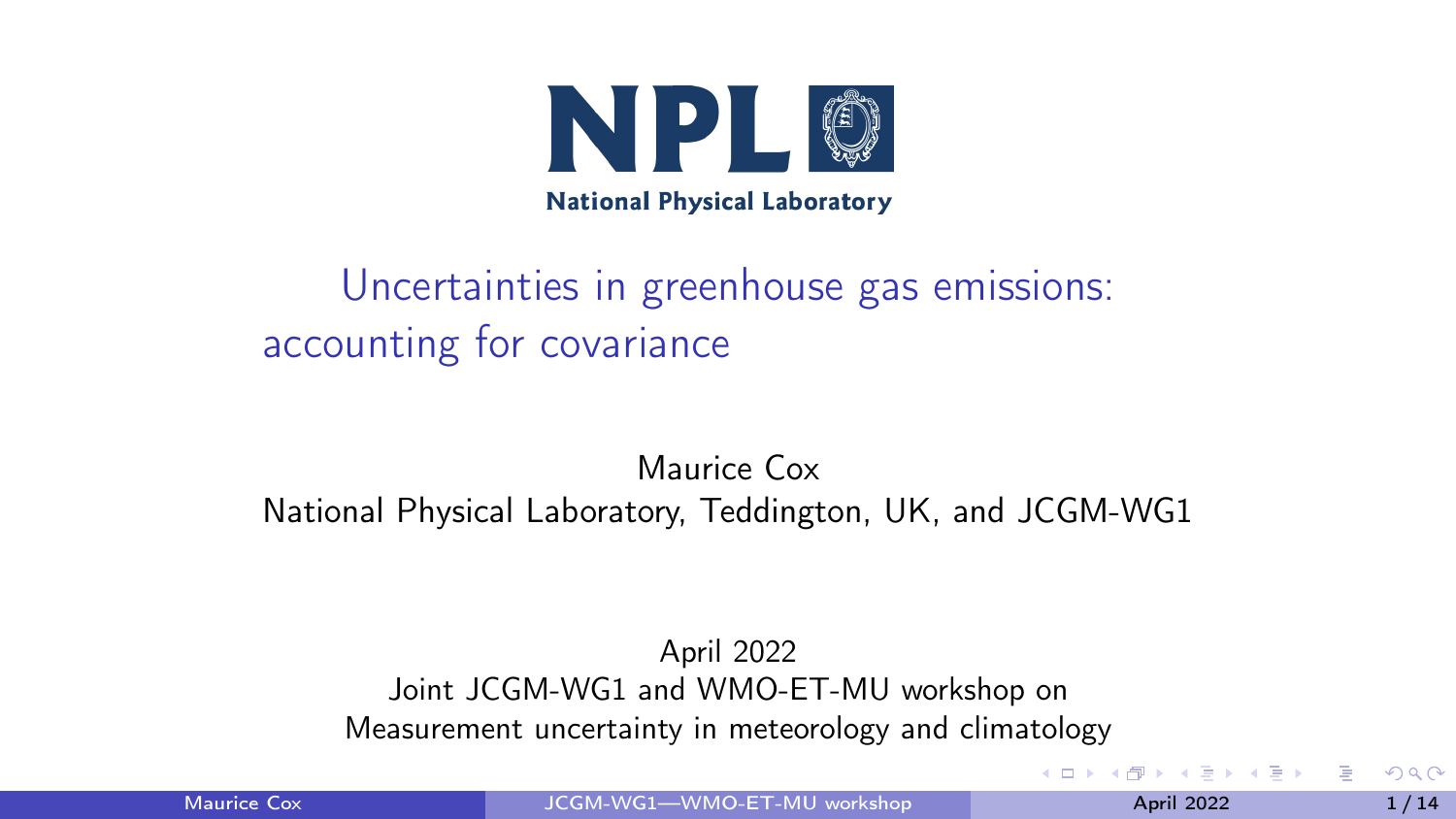NPL National Physical Laboratory

# Uncertainties in greenhouse gas emissions: accounting for covariance

Maurice Cox

National Physical Laboratory, Teddington, UK, and JCGM-WG1

April 2022

Joint JCGM-WG1 and WMO-ET-MU workshop on

Measurement uncertainty in meteorology and climatology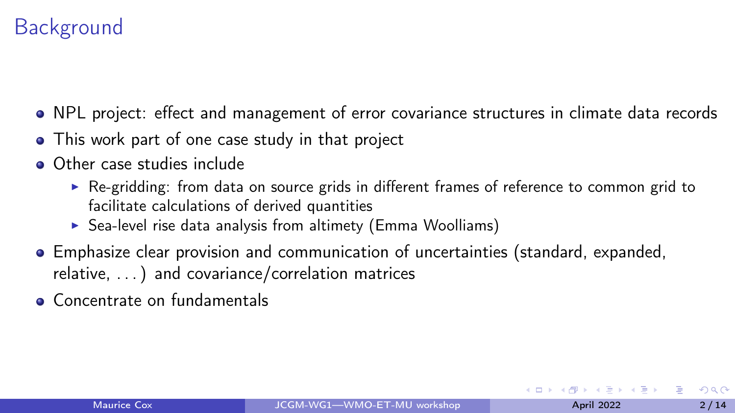# Background

- NPL project: effect and management of error covariance structures in climate data records
- This work part of one case study in that project
- Other case studies include
  - Re-gridding: from data on source grids in different frames of reference to common grid to facilitate calculations of derived quantities
  - Sea-level rise data analysis from altimety (Emma Woolliams)
- Emphasize clear provision and communication of uncertainties (standard, expanded, relative, . . . ) and covariance/correlation matrices
- Concentrate on fundamentals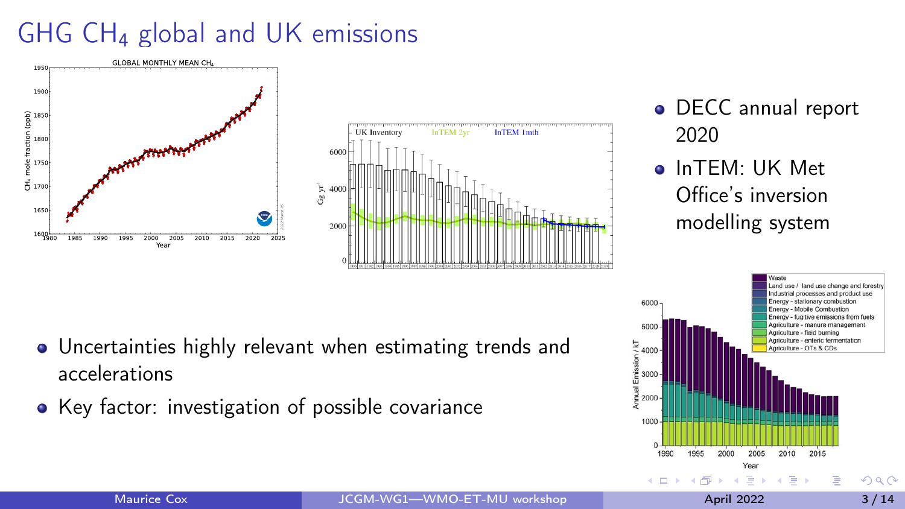# GHG $CH_4$ global and UK emissions

- DECC annual report 2020
- InTEM: UK Met Office's inversion modelling system

- Uncertainties highly relevant when estimating trends and accelerations
- Key factor: investigation of possible covariance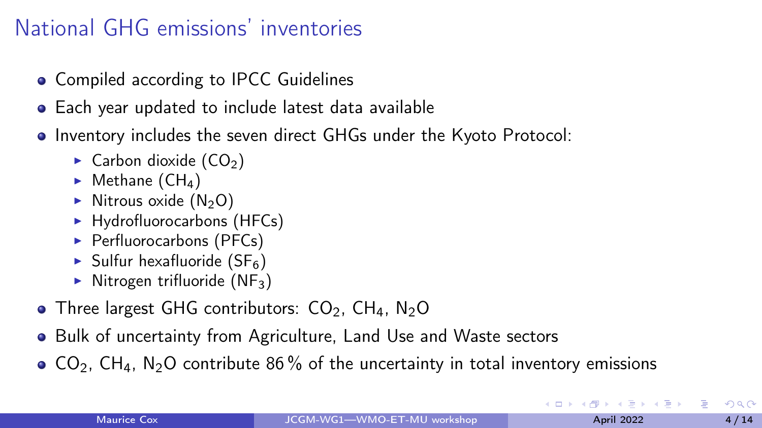# National GHG emissions' inventories

- Compiled according to IPCC Guidelines
- Each year updated to include latest data available
- Inventory includes the seven direct GHGs under the Kyoto Protocol:
  - Carbon dioxide ($CO_2$)
  - Methane ($CH_4$)
  - Nitrous oxide ($N_2O$)
  - Hydrofluorocarbons (HFCs)
  - Perfluorocarbons (PFCs)
  - Sulfur hexafluoride ($SF_6$)
  - Nitrogen trifluoride ($NF_3$)
- Three largest GHG contributors: $CO_2$, $CH_4$, $N_2O$
- Bulk of uncertainty from Agriculture, Land Use and Waste sectors
- $CO_2$, $CH_4$, $N_2O$ contribute 86 % of the uncertainty in total inventory emissions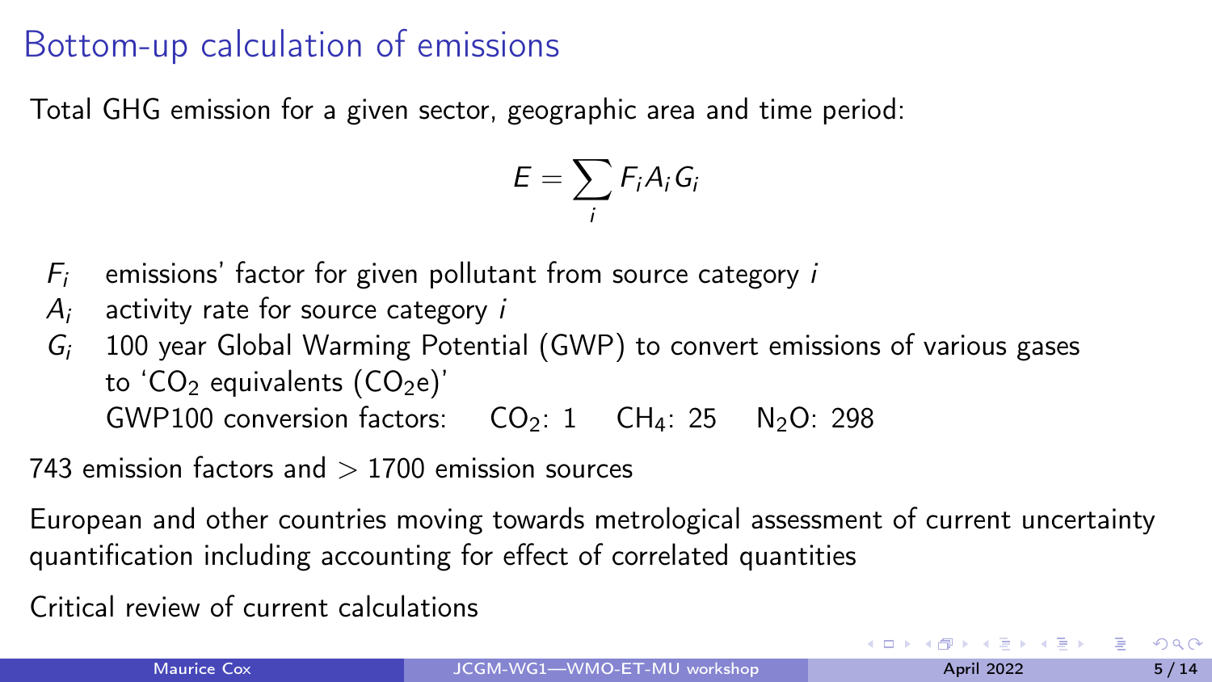# Bottom-up calculation of emissions

Total GHG emission for a given sector, geographic area and time period:

$$E = \sum_i F_i A_i G_i$$

- $F_i$ emissions' factor for given pollutant from source category $i$
- $A_i$ activity rate for source category $i$
- $G_i$ 100 year Global Warming Potential (GWP) to convert emissions of various gases to '$CO_2$ equivalents ($CO_2$e)'
  GWP100 conversion factors: $CO_2$: 1 $CH_4$: 25 $N_2O$: 298

743 emission factors and > 1700 emission sources

European and other countries moving towards metrological assessment of current uncertainty quantification including accounting for effect of correlated quantities

Critical review of current calculations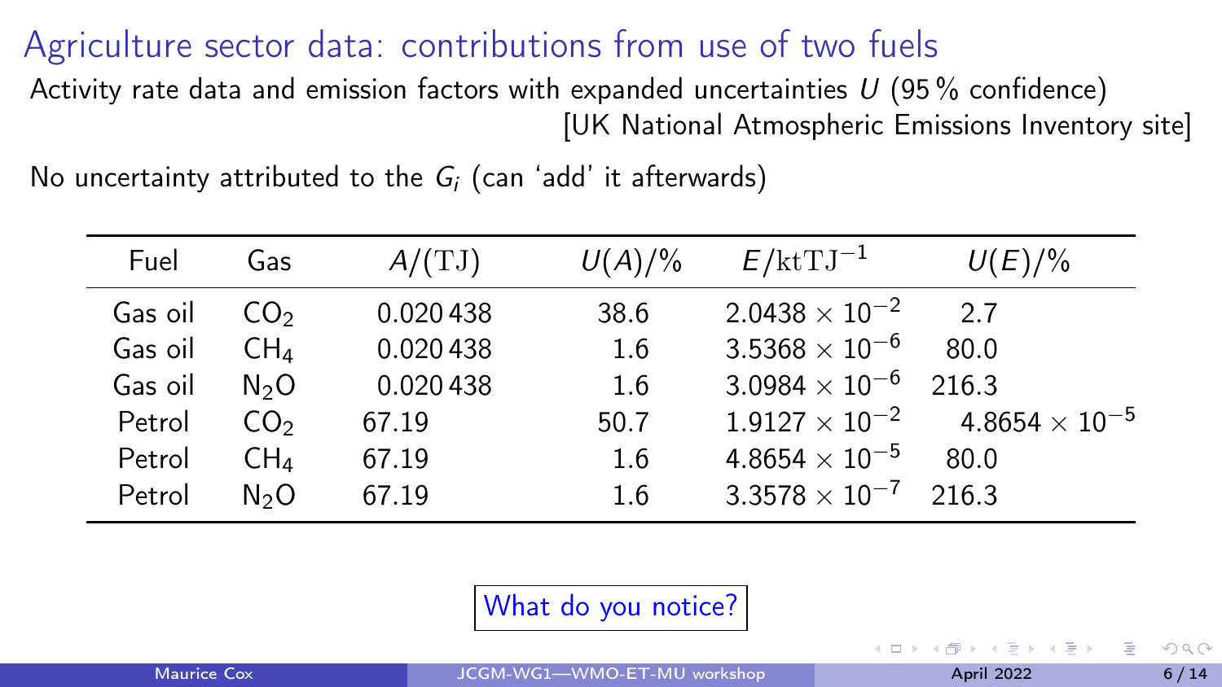# Agriculture sector data: contributions from use of two fuels

Activity rate data and emission factors with expanded uncertainties $U$ (95 % confidence)
[UK National Atmospheric Emissions Inventory site]

No uncertainty attributed to the $G_i$ (can 'add' it afterwards)

| Fuel | Gas | $A/(\mathrm{TJ})$ | $U(A)/\%$ | $E/\mathrm{kt\,TJ^{-1}}$ | $U(E)/\%$ |
|---|---|---|---|---|---|
| Gas oil | $CO_2$ | 0.020 438 | 38.6 | $2.0438 \times 10^{-2}$ | 2.7 |
| Gas oil | $CH_4$ | 0.020 438 | 1.6 | $3.5368 \times 10^{-6}$ | 80.0 |
| Gas oil | $N_2O$ | 0.020 438 | 1.6 | $3.0984 \times 10^{-6}$ | 216.3 |
| Petrol | $CO_2$ | 67.19 | 50.7 | $1.9127 \times 10^{-2}$ | $4.8654 \times 10^{-5}$ |
| Petrol | $CH_4$ | 67.19 | 1.6 | $4.8654 \times 10^{-5}$ | 80.0 |
| Petrol | $N_2O$ | 67.19 | 1.6 | $3.3578 \times 10^{-7}$ | 216.3 |

What do you notice?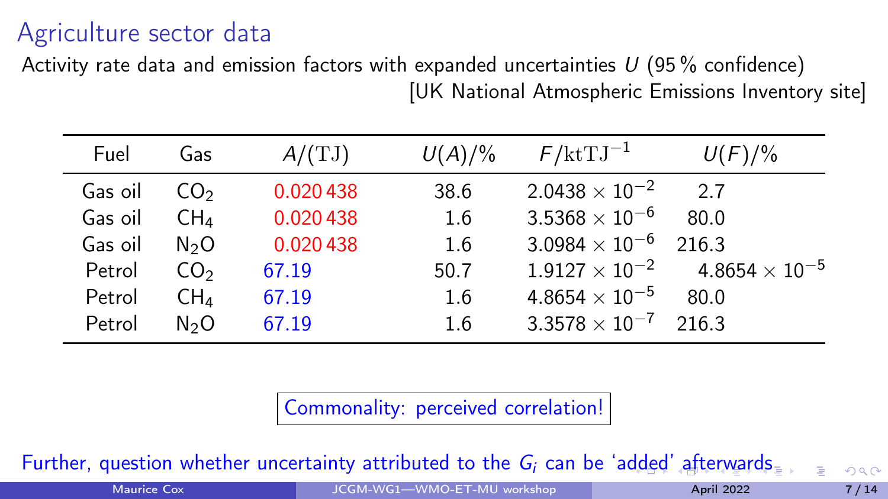## Agriculture sector data

Activity rate data and emission factors with expanded uncertainties $U$ (95 % confidence)
[UK National Atmospheric Emissions Inventory site]

| Fuel | Gas | $A/(\mathrm{TJ})$ | $U(A)/\%$ | $F/\mathrm{kt TJ^{-1}}$ | $U(F)/\%$ |
|---|---|---|---|---|---|
| Gas oil | $CO_2$ | 0.020 438 | 38.6 | $2.0438 \times 10^{-2}$ | 2.7 |
| Gas oil | $CH_4$ | 0.020 438 | 1.6 | $3.5368 \times 10^{-6}$ | 80.0 |
| Gas oil | $N_2O$ | 0.020 438 | 1.6 | $3.0984 \times 10^{-6}$ | 216.3 |
| Petrol | $CO_2$ | 67.19 | 50.7 | $1.9127 \times 10^{-2}$ | $4.8654 \times 10^{-5}$ |
| Petrol | $CH_4$ | 67.19 | 1.6 | $4.8654 \times 10^{-5}$ | 80.0 |
| Petrol | $N_2O$ | 67.19 | 1.6 | $3.3578 \times 10^{-7}$ | 216.3 |

Commonality: perceived correlation!

Further, question whether uncertainty attributed to the $G_i$ can be 'added' afterwards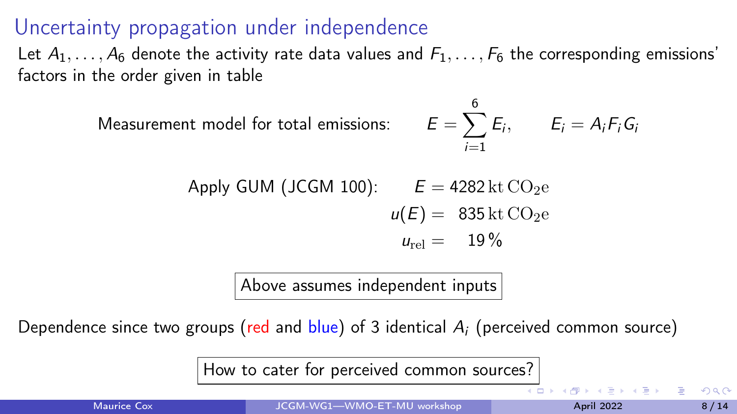# Uncertainty propagation under independence

Let $A_1, \ldots, A_6$ denote the activity rate data values and $F_1, \ldots, F_6$ the corresponding emissions' factors in the order given in table

Measurement model for total emissions: $$E = \sum_{i=1}^{6} E_i, \qquad E_i = A_i F_i G_i$$

Apply GUM (JCGM 100):

$$E = 4282\,\mathrm{kt\,CO_2e}$$

$$u(E) = 835\,\mathrm{kt\,CO_2e}$$

$$u_{\mathrm{rel}} = 19\,\%$$

Above assumes independent inputs

Dependence since two groups (red and blue) of 3 identical $A_i$ (perceived common source)

How to cater for perceived common sources?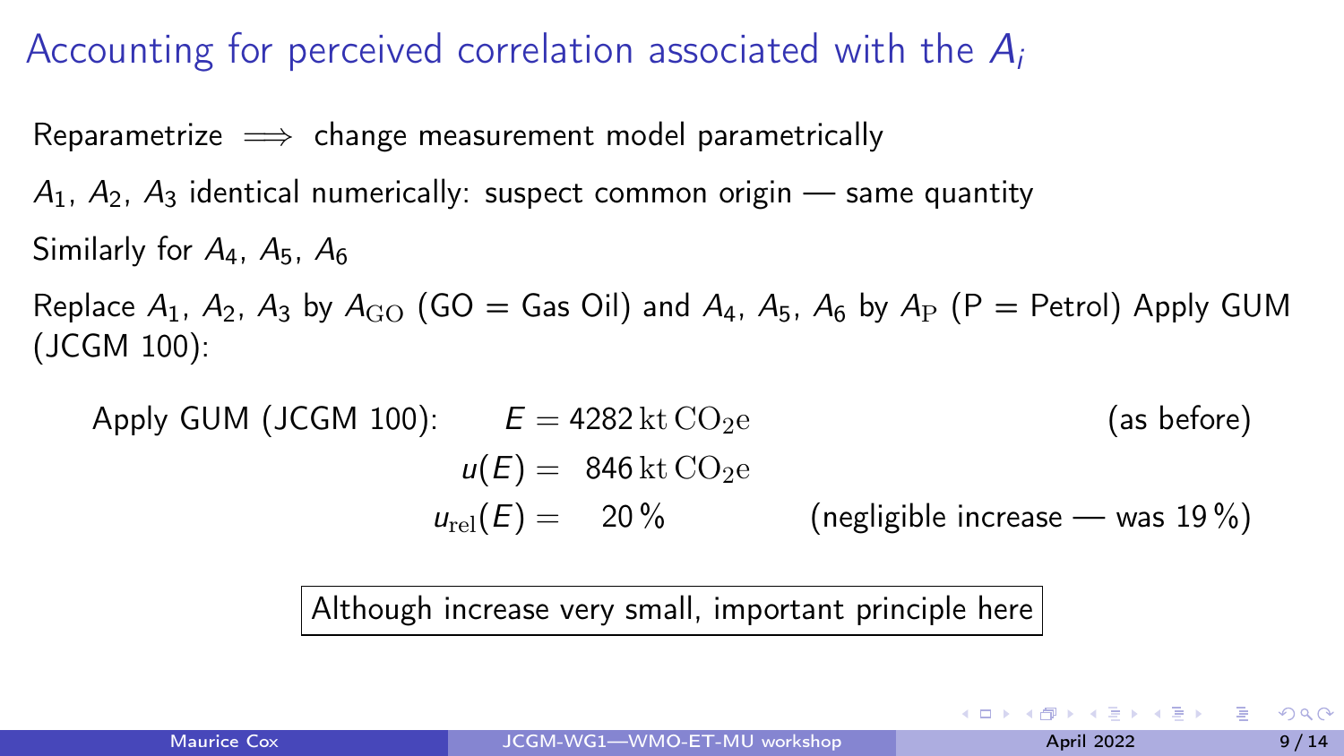# Accounting for perceived correlation associated with the $A_i$

Reparametrize $\implies$ change measurement model parametrically

$A_1$, $A_2$, $A_3$ identical numerically: suspect common origin — same quantity

Similarly for $A_4$, $A_5$, $A_6$

Replace $A_1$, $A_2$, $A_3$ by $A_{\mathrm{GO}}$ (GO = Gas Oil) and $A_4$, $A_5$, $A_6$ by $A_{\mathrm{P}}$ (P = Petrol) Apply GUM (JCGM 100):

Apply GUM (JCGM 100):

$$E = 4282\,\mathrm{kt\,CO_2e} \qquad \text{(as before)}$$

$$u(E) = 846\,\mathrm{kt\,CO_2e}$$

$$u_{\mathrm{rel}}(E) = 20\,\% \qquad \text{(negligible increase — was 19 %)}$$

Although increase very small, important principle here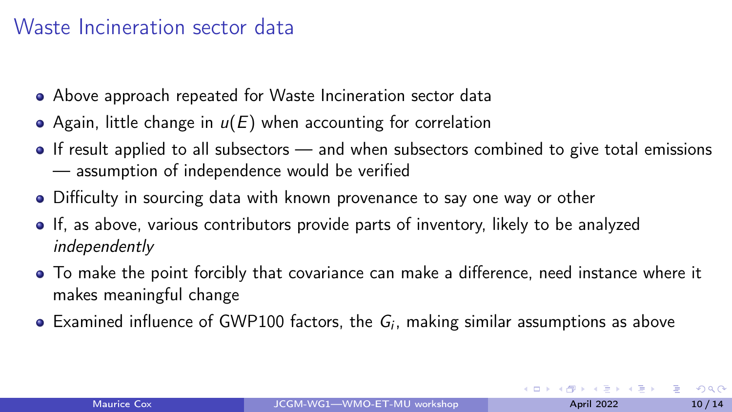## Waste Incineration sector data

- Above approach repeated for Waste Incineration sector data
- Again, little change in $u(E)$ when accounting for correlation
- If result applied to all subsectors — and when subsectors combined to give total emissions — assumption of independence would be verified
- Difficulty in sourcing data with known provenance to say one way or other
- If, as above, various contributors provide parts of inventory, likely to be analyzed *independently*
- To make the point forcibly that covariance can make a difference, need instance where it makes meaningful change
- Examined influence of GWP100 factors, the $G_i$, making similar assumptions as above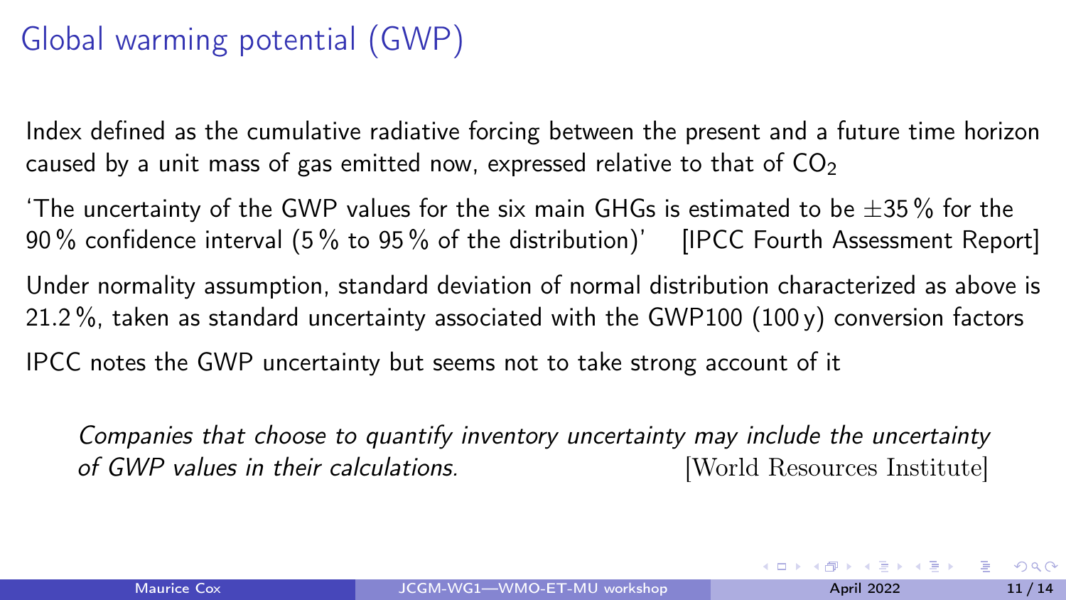# Global warming potential (GWP)

Index defined as the cumulative radiative forcing between the present and a future time horizon caused by a unit mass of gas emitted now, expressed relative to that of $CO_2$

'The uncertainty of the GWP values for the six main GHGs is estimated to be $\pm 35\,\%$ for the 90 % confidence interval (5 % to 95 % of the distribution)' [IPCC Fourth Assessment Report]

Under normality assumption, standard deviation of normal distribution characterized as above is 21.2 %, taken as standard uncertainty associated with the GWP100 (100 y) conversion factors

IPCC notes the GWP uncertainty but seems not to take strong account of it

> *Companies that choose to quantify inventory uncertainty may include the uncertainty of GWP values in their calculations.* [World Resources Institute]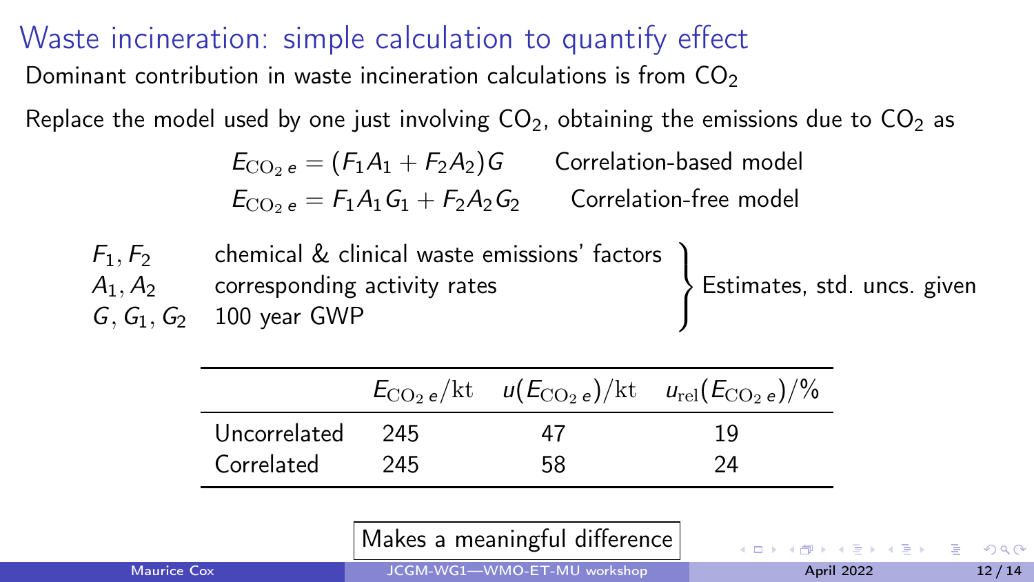# Waste incineration: simple calculation to quantify effect

Dominant contribution in waste incineration calculations is from $CO_2$

Replace the model used by one just involving $CO_2$, obtaining the emissions due to $CO_2$ as

$$E_{\mathrm{CO_2}\,e} = (F_1 A_1 + F_2 A_2) G \qquad \text{Correlation-based model}$$

$$E_{\mathrm{CO_2}\,e} = F_1 A_1 G_1 + F_2 A_2 G_2 \qquad \text{Correlation-free model}$$

- $F_1, F_2$ — chemical & clinical waste emissions' factors
- $A_1, A_2$ — corresponding activity rates
- $G, G_1, G_2$ — 100 year GWP

(All of the above: Estimates, std. uncs. given)

| | $E_{\mathrm{CO_2}\,e}/\mathrm{kt}$ | $u(E_{\mathrm{CO_2}\,e})/\mathrm{kt}$ | $u_{\mathrm{rel}}(E_{\mathrm{CO_2}\,e})/\%$ |
|---|---|---|---|
| Uncorrelated | 245 | 47 | 19 |
| Correlated | 245 | 58 | 24 |

**Makes a meaningful difference**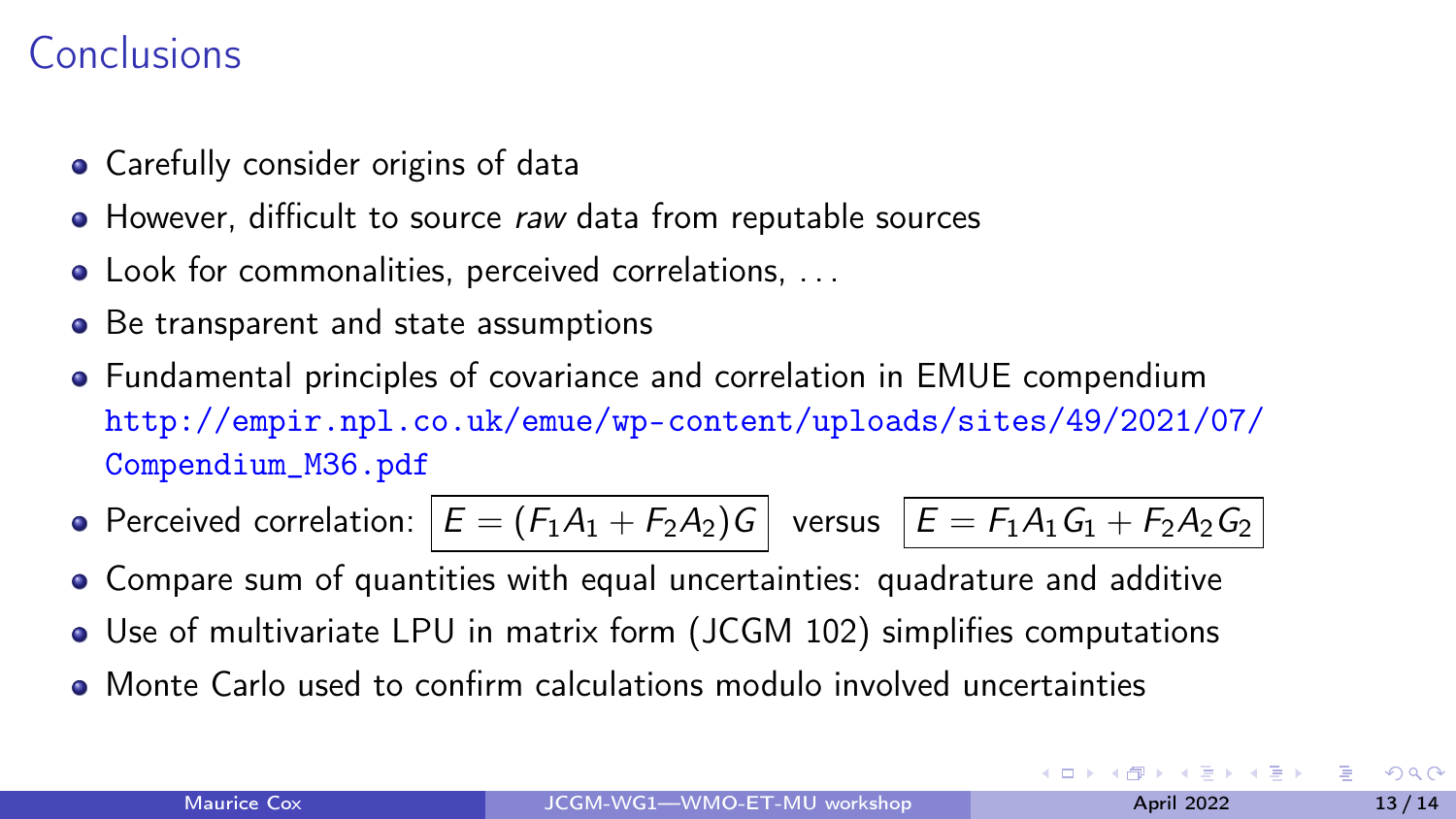# Conclusions

- Carefully consider origins of data
- However, difficult to source *raw* data from reputable sources
- Look for commonalities, perceived correlations, ...
- Be transparent and state assumptions
- Fundamental principles of covariance and correlation in EMUE compendium http://empir.npl.co.uk/emue/wp-content/uploads/sites/49/2021/07/Compendium_M36.pdf
- Perceived correlation: $\boxed{E = (F_1 A_1 + F_2 A_2) G}$ versus $\boxed{E = F_1 A_1 G_1 + F_2 A_2 G_2}$
- Compare sum of quantities with equal uncertainties: quadrature and additive
- Use of multivariate LPU in matrix form (JCGM 102) simplifies computations
- Monte Carlo used to confirm calculations modulo involved uncertainties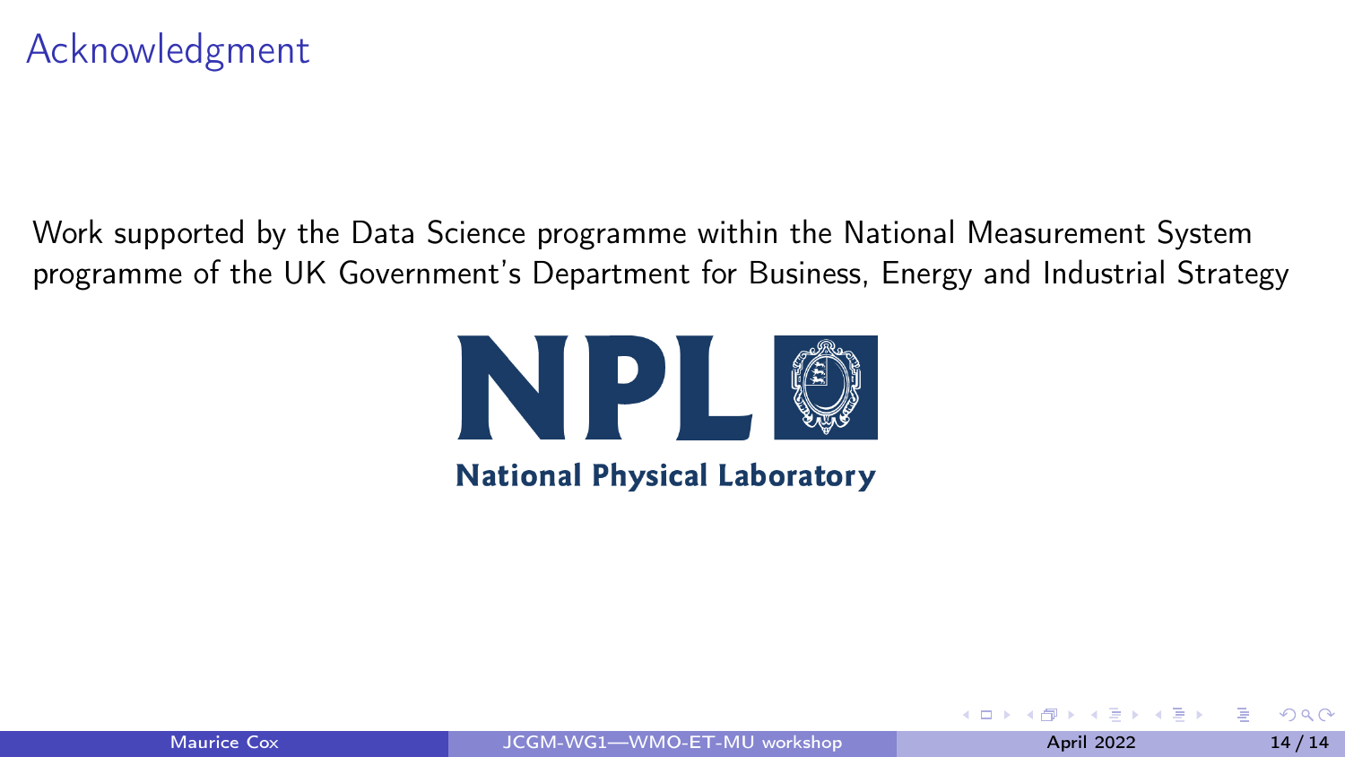# Acknowledgment

Work supported by the Data Science programme within the National Measurement System programme of the UK Government's Department for Business, Energy and Industrial Strategy

National Physical Laboratory